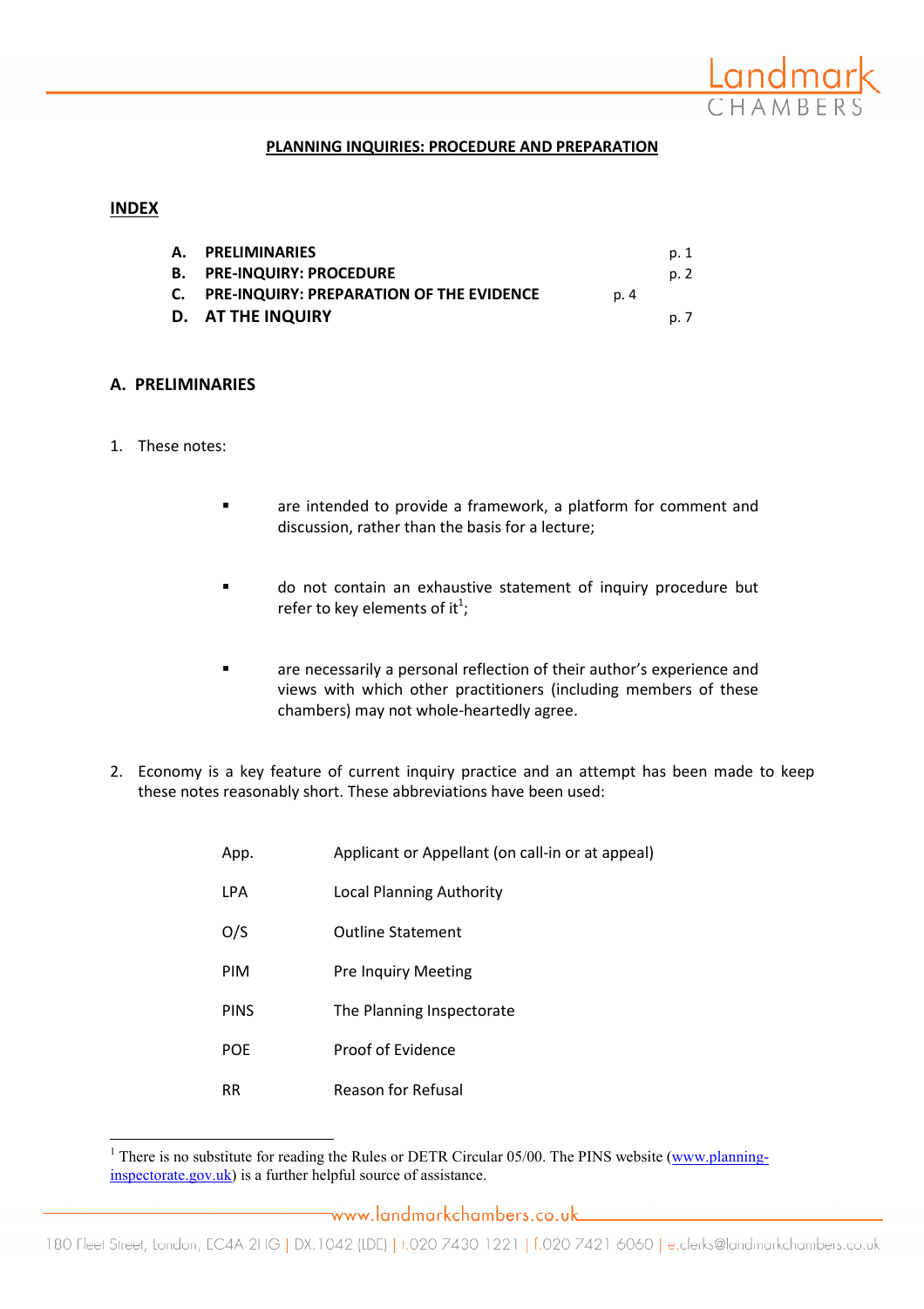# PLANNING INQUIRIES: PROCEDURE AND PREPARATION

## INDEX

| | | |
|---|---|---|
| A. | PRELIMINARIES | p. 1 |
| B. | PRE-INQUIRY: PROCEDURE | p. 2 |
| C. | PRE-INQUIRY: PREPARATION OF THE EVIDENCE | p. 4 |
| D. | AT THE INQUIRY | p. 7 |

## A. PRELIMINARIES

1. These notes:

   - are intended to provide a framework, a platform for comment and discussion, rather than the basis for a lecture;
   - do not contain an exhaustive statement of inquiry procedure but refer to key elements of it[1];
   - are necessarily a personal reflection of their author's experience and views with which other practitioners (including members of these chambers) may not whole-heartedly agree.

2. Economy is a key feature of current inquiry practice and an attempt has been made to keep these notes reasonably short. These abbreviations have been used:

| | |
|---|---|
| App. | Applicant or Appellant (on call-in or at appeal) |
| LPA | Local Planning Authority |
| O/S | Outline Statement |
| PIM | Pre Inquiry Meeting |
| PINS | The Planning Inspectorate |
| POE | Proof of Evidence |
| RR | Reason for Refusal |

[1] There is no substitute for reading the Rules or DETR Circular 05/00. The PINS website (www.planning-inspectorate.gov.uk) is a further helpful source of assistance.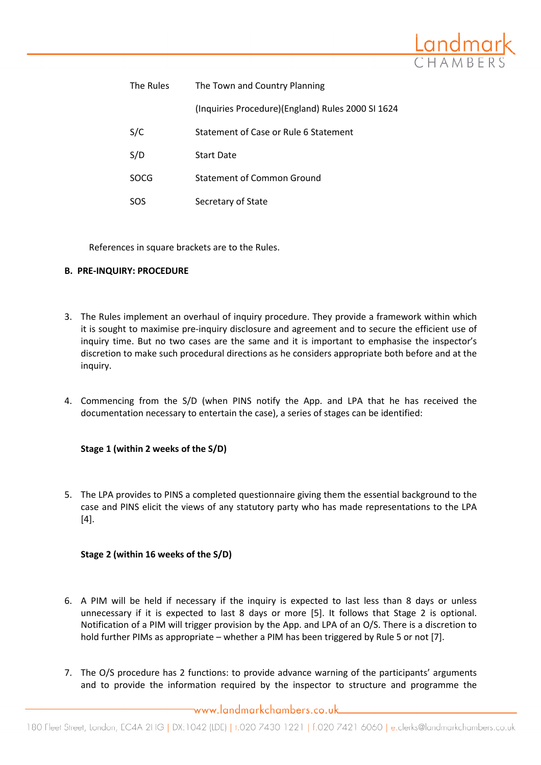| | |
|---|---|
| The Rules | The Town and Country Planning (Inquiries Procedure)(England) Rules 2000 SI 1624 |
| S/C | Statement of Case or Rule 6 Statement |
| S/D | Start Date |
| SOCG | Statement of Common Ground |
| SOS | Secretary of State |

References in square brackets are to the Rules.

**B. PRE-INQUIRY: PROCEDURE**

3. The Rules implement an overhaul of inquiry procedure. They provide a framework within which it is sought to maximise pre-inquiry disclosure and agreement and to secure the efficient use of inquiry time. But no two cases are the same and it is important to emphasise the inspector's discretion to make such procedural directions as he considers appropriate both before and at the inquiry.

4. Commencing from the S/D (when PINS notify the App. and LPA that he has received the documentation necessary to entertain the case), a series of stages can be identified:

**Stage 1 (within 2 weeks of the S/D)**

5. The LPA provides to PINS a completed questionnaire giving them the essential background to the case and PINS elicit the views of any statutory party who has made representations to the LPA [4].

**Stage 2 (within 16 weeks of the S/D)**

6. A PIM will be held if necessary if the inquiry is expected to last less than 8 days or unless unnecessary if it is expected to last 8 days or more [5]. It follows that Stage 2 is optional. Notification of a PIM will trigger provision by the App. and LPA of an O/S. There is a discretion to hold further PIMs as appropriate – whether a PIM has been triggered by Rule 5 or not [7].

7. The O/S procedure has 2 functions: to provide advance warning of the participants' arguments and to provide the information required by the inspector to structure and programme the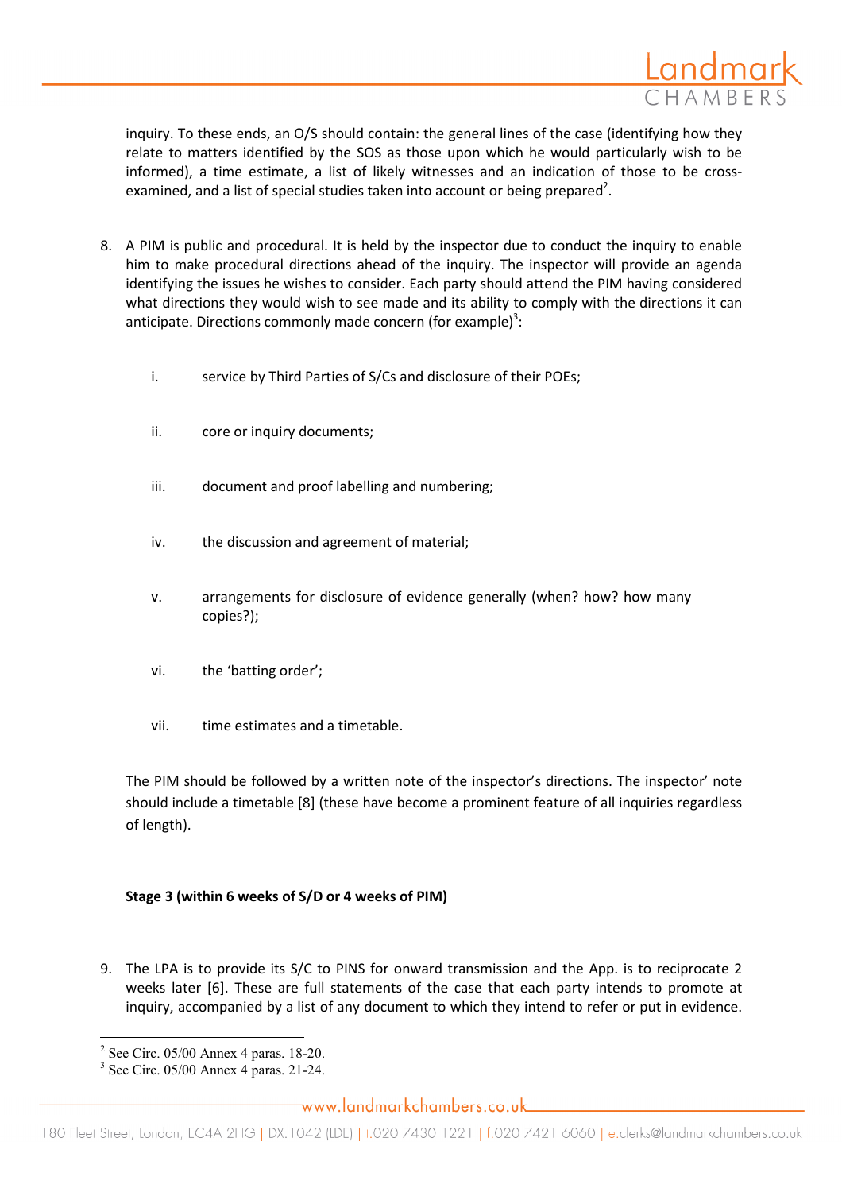inquiry. To these ends, an O/S should contain: the general lines of the case (identifying how they relate to matters identified by the SOS as those upon which he would particularly wish to be informed), a time estimate, a list of likely witnesses and an indication of those to be cross-examined, and a list of special studies taken into account or being prepared[2].

8. A PIM is public and procedural. It is held by the inspector due to conduct the inquiry to enable him to make procedural directions ahead of the inquiry. The inspector will provide an agenda identifying the issues he wishes to consider. Each party should attend the PIM having considered what directions they would wish to see made and its ability to comply with the directions it can anticipate. Directions commonly made concern (for example)[3]:

    i. service by Third Parties of S/Cs and disclosure of their POEs;

    ii. core or inquiry documents;

    iii. document and proof labelling and numbering;

    iv. the discussion and agreement of material;

    v. arrangements for disclosure of evidence generally (when? how? how many copies?);

    vi. the 'batting order';

    vii. time estimates and a timetable.

    The PIM should be followed by a written note of the inspector's directions. The inspector' note should include a timetable [8] (these have become a prominent feature of all inquiries regardless of length).

**Stage 3 (within 6 weeks of S/D or 4 weeks of PIM)**

9. The LPA is to provide its S/C to PINS for onward transmission and the App. is to reciprocate 2 weeks later [6]. These are full statements of the case that each party intends to promote at inquiry, accompanied by a list of any document to which they intend to refer or put in evidence.

---

[2] See Circ. 05/00 Annex 4 paras. 18-20.

[3] See Circ. 05/00 Annex 4 paras. 21-24.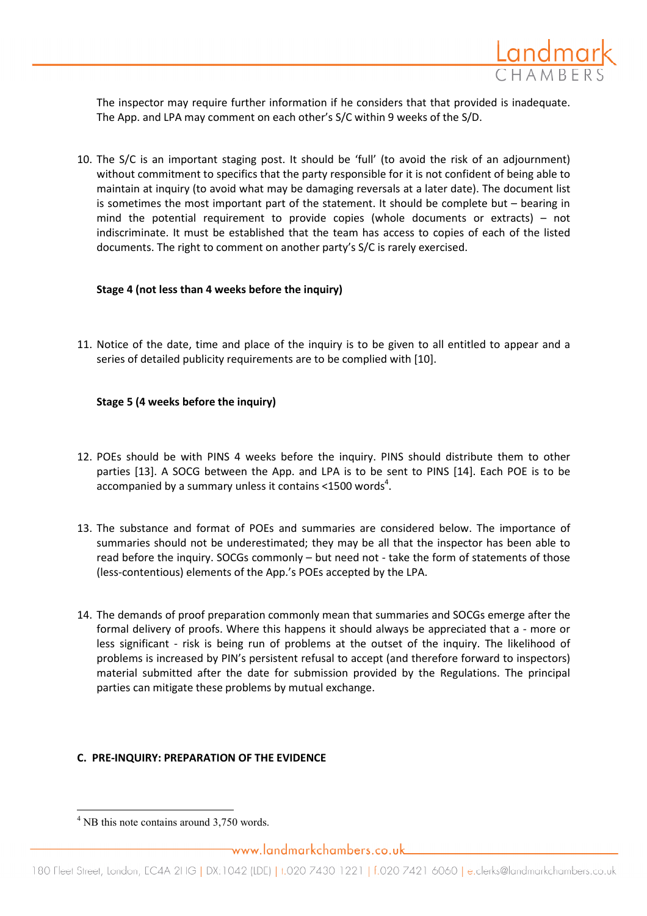The inspector may require further information if he considers that that provided is inadequate. The App. and LPA may comment on each other's S/C within 9 weeks of the S/D.

10. The S/C is an important staging post. It should be 'full' (to avoid the risk of an adjournment) without commitment to specifics that the party responsible for it is not confident of being able to maintain at inquiry (to avoid what may be damaging reversals at a later date). The document list is sometimes the most important part of the statement. It should be complete but – bearing in mind the potential requirement to provide copies (whole documents or extracts) – not indiscriminate. It must be established that the team has access to copies of each of the listed documents. The right to comment on another party's S/C is rarely exercised.

**Stage 4 (not less than 4 weeks before the inquiry)**

11. Notice of the date, time and place of the inquiry is to be given to all entitled to appear and a series of detailed publicity requirements are to be complied with [10].

**Stage 5 (4 weeks before the inquiry)**

12. POEs should be with PINS 4 weeks before the inquiry. PINS should distribute them to other parties [13]. A SOCG between the App. and LPA is to be sent to PINS [14]. Each POE is to be accompanied by a summary unless it contains <1500 words[4].

13. The substance and format of POEs and summaries are considered below. The importance of summaries should not be underestimated; they may be all that the inspector has been able to read before the inquiry. SOCGs commonly – but need not - take the form of statements of those (less-contentious) elements of the App.'s POEs accepted by the LPA.

14. The demands of proof preparation commonly mean that summaries and SOCGs emerge after the formal delivery of proofs. Where this happens it should always be appreciated that a - more or less significant - risk is being run of problems at the outset of the inquiry. The likelihood of problems is increased by PIN's persistent refusal to accept (and therefore forward to inspectors) material submitted after the date for submission provided by the Regulations. The principal parties can mitigate these problems by mutual exchange.

## C. PRE-INQUIRY: PREPARATION OF THE EVIDENCE

[4] NB this note contains around 3,750 words.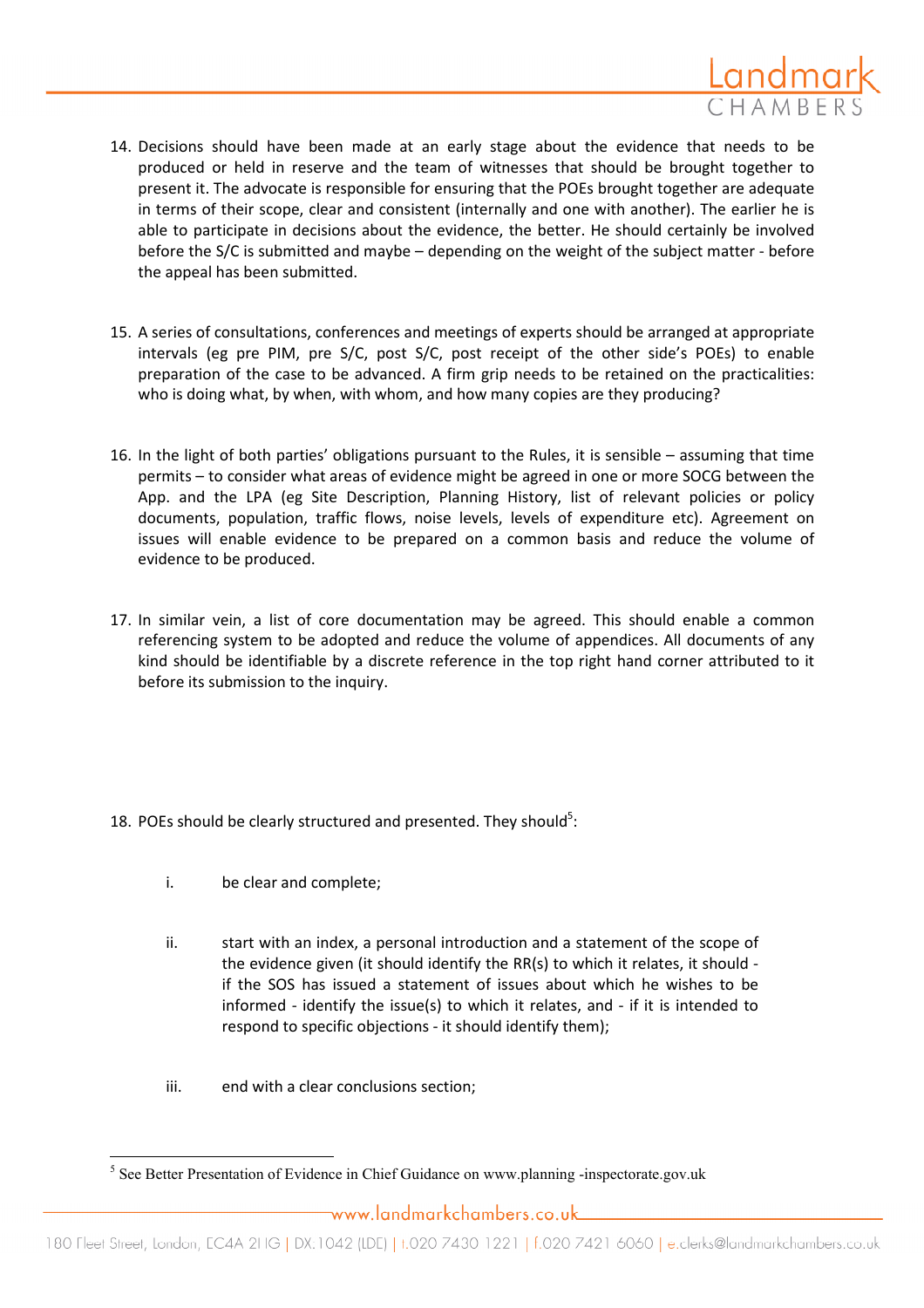14. Decisions should have been made at an early stage about the evidence that needs to be produced or held in reserve and the team of witnesses that should be brought together to present it. The advocate is responsible for ensuring that the POEs brought together are adequate in terms of their scope, clear and consistent (internally and one with another). The earlier he is able to participate in decisions about the evidence, the better. He should certainly be involved before the S/C is submitted and maybe – depending on the weight of the subject matter - before the appeal has been submitted.

15. A series of consultations, conferences and meetings of experts should be arranged at appropriate intervals (eg pre PIM, pre S/C, post S/C, post receipt of the other side's POEs) to enable preparation of the case to be advanced. A firm grip needs to be retained on the practicalities: who is doing what, by when, with whom, and how many copies are they producing?

16. In the light of both parties' obligations pursuant to the Rules, it is sensible – assuming that time permits – to consider what areas of evidence might be agreed in one or more SOCG between the App. and the LPA (eg Site Description, Planning History, list of relevant policies or policy documents, population, traffic flows, noise levels, levels of expenditure etc). Agreement on issues will enable evidence to be prepared on a common basis and reduce the volume of evidence to be produced.

17. In similar vein, a list of core documentation may be agreed. This should enable a common referencing system to be adopted and reduce the volume of appendices. All documents of any kind should be identifiable by a discrete reference in the top right hand corner attributed to it before its submission to the inquiry.

18. POEs should be clearly structured and presented. They should[5]:

    i. be clear and complete;

    ii. start with an index, a personal introduction and a statement of the scope of the evidence given (it should identify the RR(s) to which it relates, it should - if the SOS has issued a statement of issues about which he wishes to be informed - identify the issue(s) to which it relates, and - if it is intended to respond to specific objections - it should identify them);

    iii. end with a clear conclusions section;

[5] See Better Presentation of Evidence in Chief Guidance on www.planning -inspectorate.gov.uk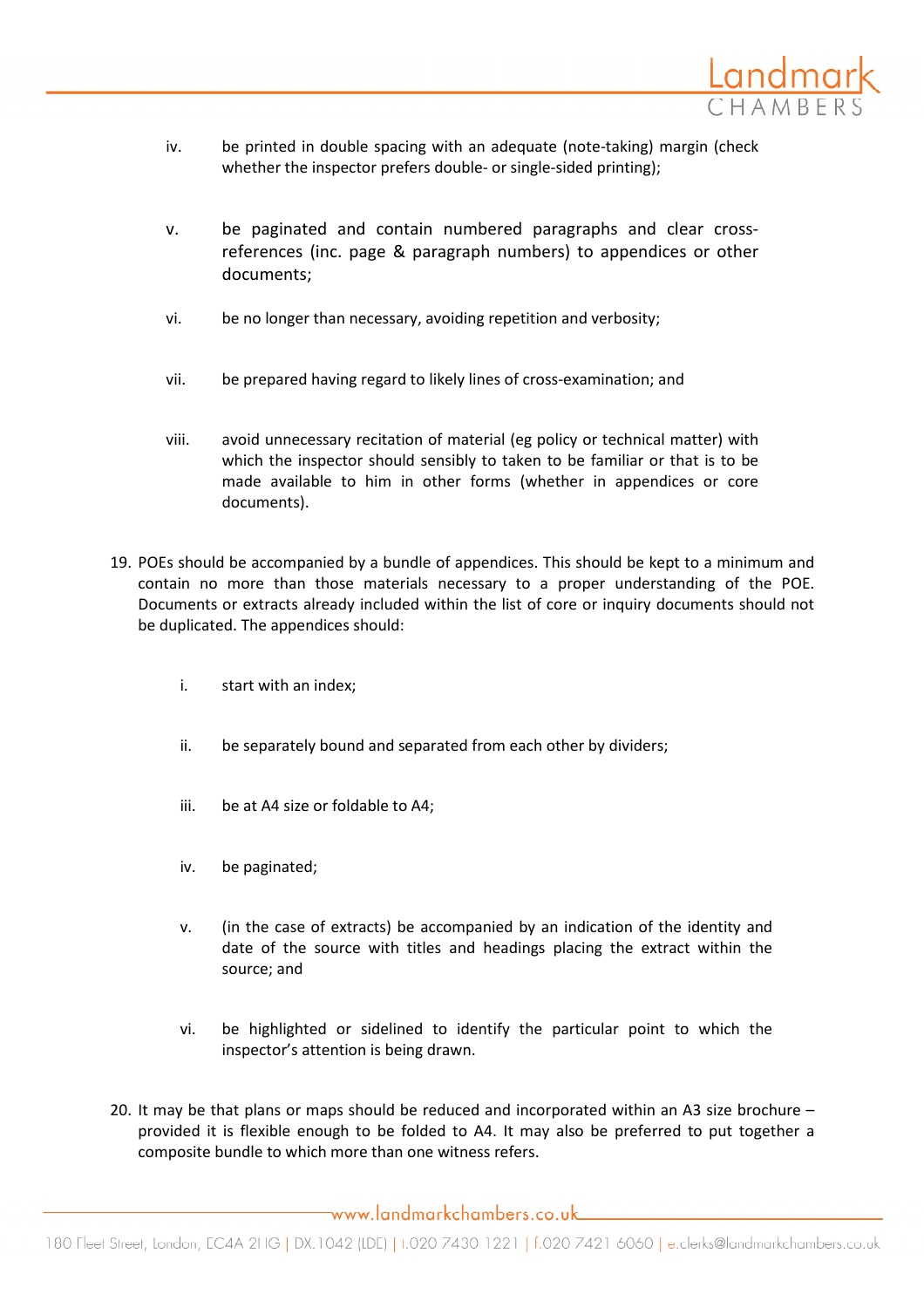iv. be printed in double spacing with an adequate (note-taking) margin (check whether the inspector prefers double- or single-sided printing);

v. be paginated and contain numbered paragraphs and clear cross-references (inc. page & paragraph numbers) to appendices or other documents;

vi. be no longer than necessary, avoiding repetition and verbosity;

vii. be prepared having regard to likely lines of cross-examination; and

viii. avoid unnecessary recitation of material (eg policy or technical matter) with which the inspector should sensibly to taken to be familiar or that is to be made available to him in other forms (whether in appendices or core documents).

19. POEs should be accompanied by a bundle of appendices. This should be kept to a minimum and contain no more than those materials necessary to a proper understanding of the POE. Documents or extracts already included within the list of core or inquiry documents should not be duplicated. The appendices should:

    i. start with an index;

    ii. be separately bound and separated from each other by dividers;

    iii. be at A4 size or foldable to A4;

    iv. be paginated;

    v. (in the case of extracts) be accompanied by an indication of the identity and date of the source with titles and headings placing the extract within the source; and

    vi. be highlighted or sidelined to identify the particular point to which the inspector's attention is being drawn.

20. It may be that plans or maps should be reduced and incorporated within an A3 size brochure – provided it is flexible enough to be folded to A4. It may also be preferred to put together a composite bundle to which more than one witness refers.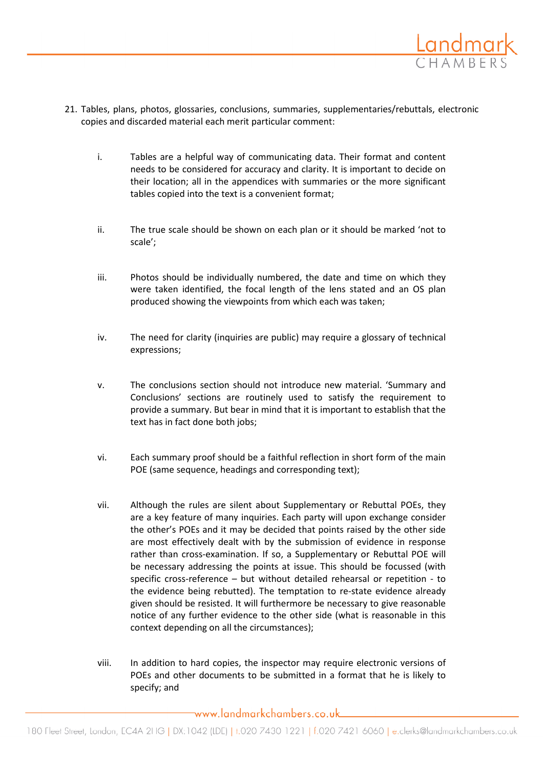21. Tables, plans, photos, glossaries, conclusions, summaries, supplementaries/rebuttals, electronic copies and discarded material each merit particular comment:

    i. Tables are a helpful way of communicating data. Their format and content needs to be considered for accuracy and clarity. It is important to decide on their location; all in the appendices with summaries or the more significant tables copied into the text is a convenient format;

    ii. The true scale should be shown on each plan or it should be marked 'not to scale';

    iii. Photos should be individually numbered, the date and time on which they were taken identified, the focal length of the lens stated and an OS plan produced showing the viewpoints from which each was taken;

    iv. The need for clarity (inquiries are public) may require a glossary of technical expressions;

    v. The conclusions section should not introduce new material. 'Summary and Conclusions' sections are routinely used to satisfy the requirement to provide a summary. But bear in mind that it is important to establish that the text has in fact done both jobs;

    vi. Each summary proof should be a faithful reflection in short form of the main POE (same sequence, headings and corresponding text);

    vii. Although the rules are silent about Supplementary or Rebuttal POEs, they are a key feature of many inquiries. Each party will upon exchange consider the other's POEs and it may be decided that points raised by the other side are most effectively dealt with by the submission of evidence in response rather than cross-examination. If so, a Supplementary or Rebuttal POE will be necessary addressing the points at issue. This should be focussed (with specific cross-reference – but without detailed rehearsal or repetition - to the evidence being rebutted). The temptation to re-state evidence already given should be resisted. It will furthermore be necessary to give reasonable notice of any further evidence to the other side (what is reasonable in this context depending on all the circumstances);

    viii. In addition to hard copies, the inspector may require electronic versions of POEs and other documents to be submitted in a format that he is likely to specify; and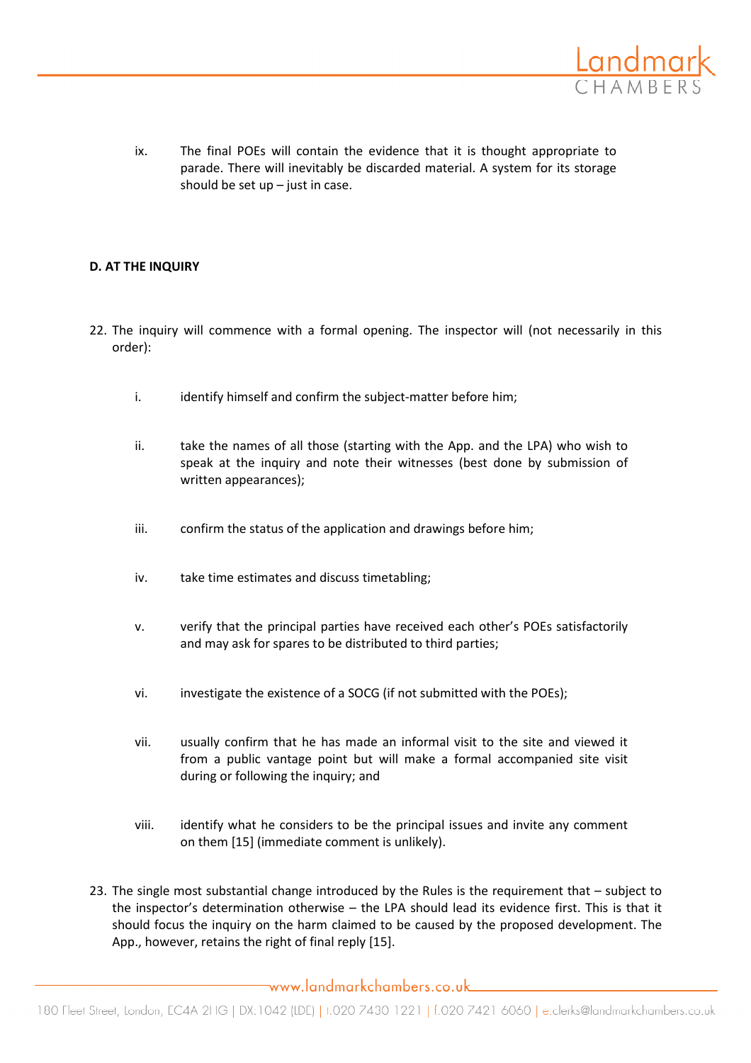ix. The final POEs will contain the evidence that it is thought appropriate to parade. There will inevitably be discarded material. A system for its storage should be set up – just in case.

**D. AT THE INQUIRY**

22. The inquiry will commence with a formal opening. The inspector will (not necessarily in this order):

    i. identify himself and confirm the subject-matter before him;

    ii. take the names of all those (starting with the App. and the LPA) who wish to speak at the inquiry and note their witnesses (best done by submission of written appearances);

    iii. confirm the status of the application and drawings before him;

    iv. take time estimates and discuss timetabling;

    v. verify that the principal parties have received each other's POEs satisfactorily and may ask for spares to be distributed to third parties;

    vi. investigate the existence of a SOCG (if not submitted with the POEs);

    vii. usually confirm that he has made an informal visit to the site and viewed it from a public vantage point but will make a formal accompanied site visit during or following the inquiry; and

    viii. identify what he considers to be the principal issues and invite any comment on them [15] (immediate comment is unlikely).

23. The single most substantial change introduced by the Rules is the requirement that – subject to the inspector's determination otherwise – the LPA should lead its evidence first. This is that it should focus the inquiry on the harm claimed to be caused by the proposed development. The App., however, retains the right of final reply [15].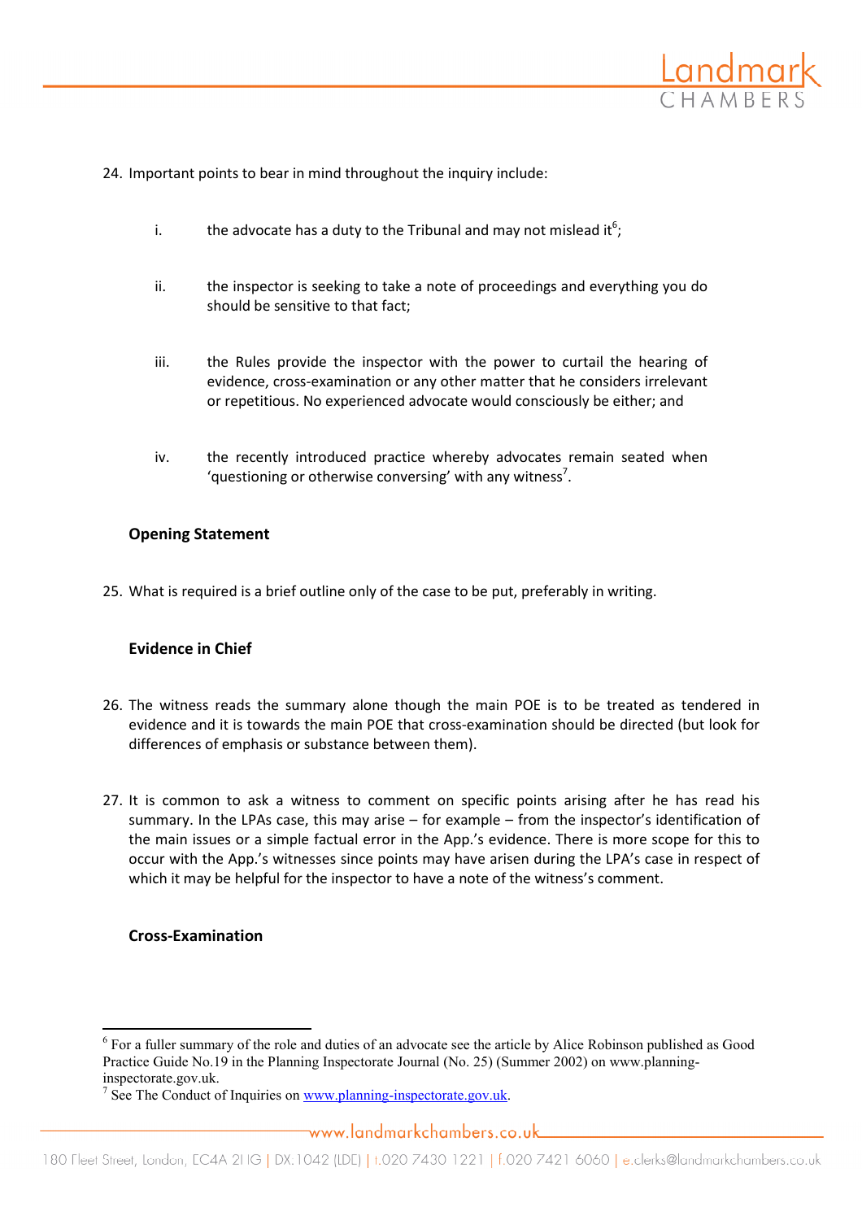24. Important points to bear in mind throughout the inquiry include:

    i. the advocate has a duty to the Tribunal and may not mislead it[6];

    ii. the inspector is seeking to take a note of proceedings and everything you do should be sensitive to that fact;

    iii. the Rules provide the inspector with the power to curtail the hearing of evidence, cross-examination or any other matter that he considers irrelevant or repetitious. No experienced advocate would consciously be either; and

    iv. the recently introduced practice whereby advocates remain seated when 'questioning or otherwise conversing' with any witness[7].

### Opening Statement

25. What is required is a brief outline only of the case to be put, preferably in writing.

### Evidence in Chief

26. The witness reads the summary alone though the main POE is to be treated as tendered in evidence and it is towards the main POE that cross-examination should be directed (but look for differences of emphasis or substance between them).

27. It is common to ask a witness to comment on specific points arising after he has read his summary. In the LPAs case, this may arise – for example – from the inspector's identification of the main issues or a simple factual error in the App.'s evidence. There is more scope for this to occur with the App.'s witnesses since points may have arisen during the LPA's case in respect of which it may be helpful for the inspector to have a note of the witness's comment.

### Cross-Examination

---

[6] For a fuller summary of the role and duties of an advocate see the article by Alice Robinson published as Good Practice Guide No.19 in the Planning Inspectorate Journal (No. 25) (Summer 2002) on www.planning-inspectorate.gov.uk.

[7] See The Conduct of Inquiries on www.planning-inspectorate.gov.uk.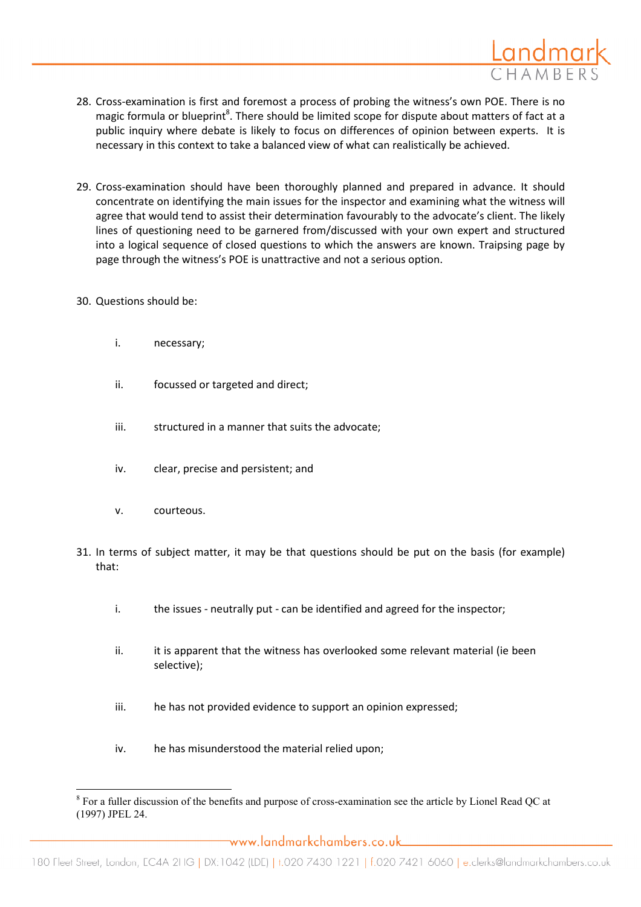28. Cross-examination is first and foremost a process of probing the witness's own POE. There is no magic formula or blueprint[8]. There should be limited scope for dispute about matters of fact at a public inquiry where debate is likely to focus on differences of opinion between experts. It is necessary in this context to take a balanced view of what can realistically be achieved.

29. Cross-examination should have been thoroughly planned and prepared in advance. It should concentrate on identifying the main issues for the inspector and examining what the witness will agree that would tend to assist their determination favourably to the advocate's client. The likely lines of questioning need to be garnered from/discussed with your own expert and structured into a logical sequence of closed questions to which the answers are known. Traipsing page by page through the witness's POE is unattractive and not a serious option.

30. Questions should be:

    i. necessary;

    ii. focussed or targeted and direct;

    iii. structured in a manner that suits the advocate;

    iv. clear, precise and persistent; and

    v. courteous.

31. In terms of subject matter, it may be that questions should be put on the basis (for example) that:

    i. the issues - neutrally put - can be identified and agreed for the inspector;

    ii. it is apparent that the witness has overlooked some relevant material (ie been selective);

    iii. he has not provided evidence to support an opinion expressed;

    iv. he has misunderstood the material relied upon;

---

[8] For a fuller discussion of the benefits and purpose of cross-examination see the article by Lionel Read QC at (1997) JPEL 24.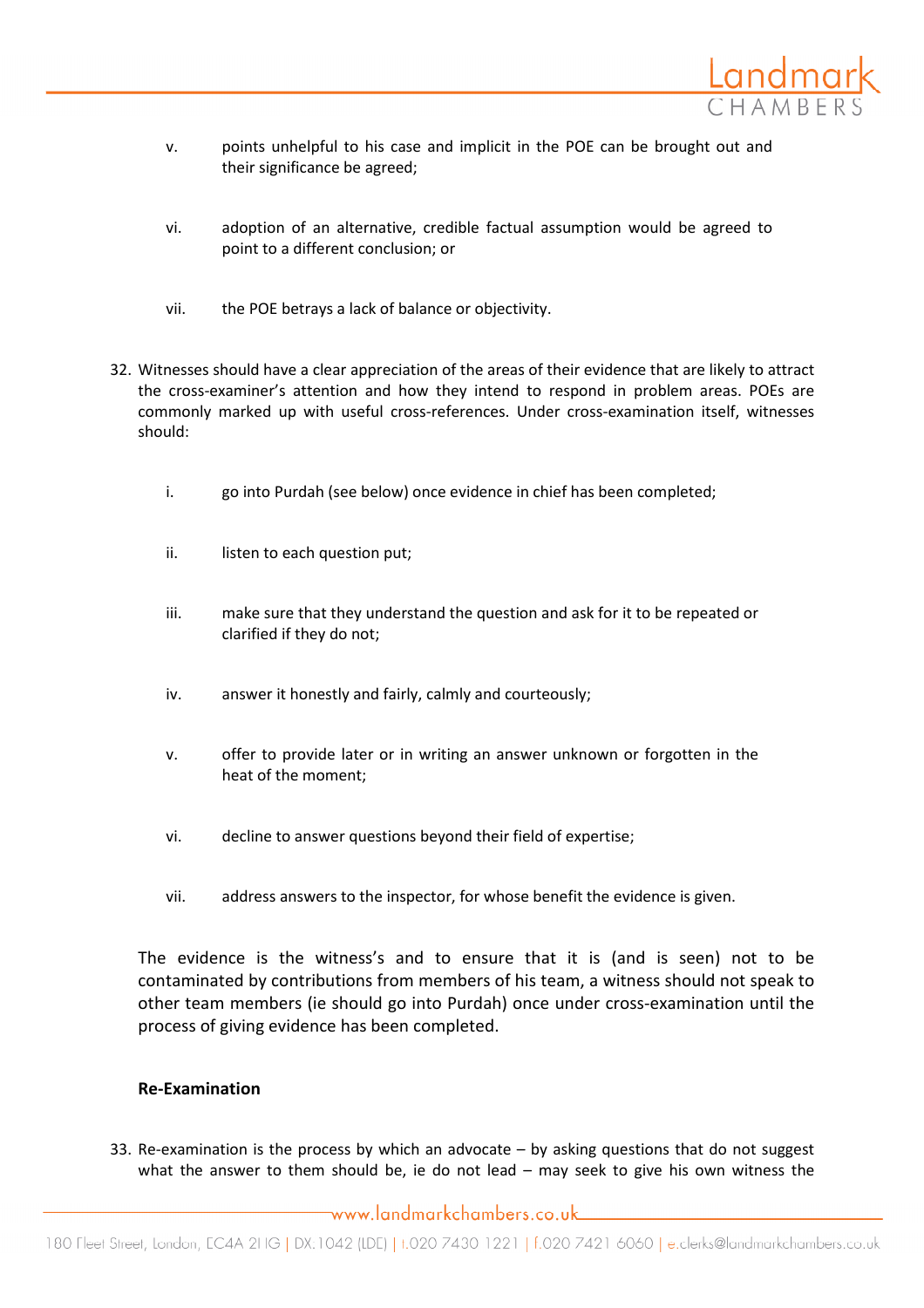v. points unhelpful to his case and implicit in the POE can be brought out and their significance be agreed;

vi. adoption of an alternative, credible factual assumption would be agreed to point to a different conclusion; or

vii. the POE betrays a lack of balance or objectivity.

32. Witnesses should have a clear appreciation of the areas of their evidence that are likely to attract the cross-examiner's attention and how they intend to respond in problem areas. POEs are commonly marked up with useful cross-references. Under cross-examination itself, witnesses should:

    i. go into Purdah (see below) once evidence in chief has been completed;

    ii. listen to each question put;

    iii. make sure that they understand the question and ask for it to be repeated or clarified if they do not;

    iv. answer it honestly and fairly, calmly and courteously;

    v. offer to provide later or in writing an answer unknown or forgotten in the heat of the moment;

    vi. decline to answer questions beyond their field of expertise;

    vii. address answers to the inspector, for whose benefit the evidence is given.

The evidence is the witness's and to ensure that it is (and is seen) not to be contaminated by contributions from members of his team, a witness should not speak to other team members (ie should go into Purdah) once under cross-examination until the process of giving evidence has been completed.

**Re-Examination**

33. Re-examination is the process by which an advocate – by asking questions that do not suggest what the answer to them should be, ie do not lead – may seek to give his own witness the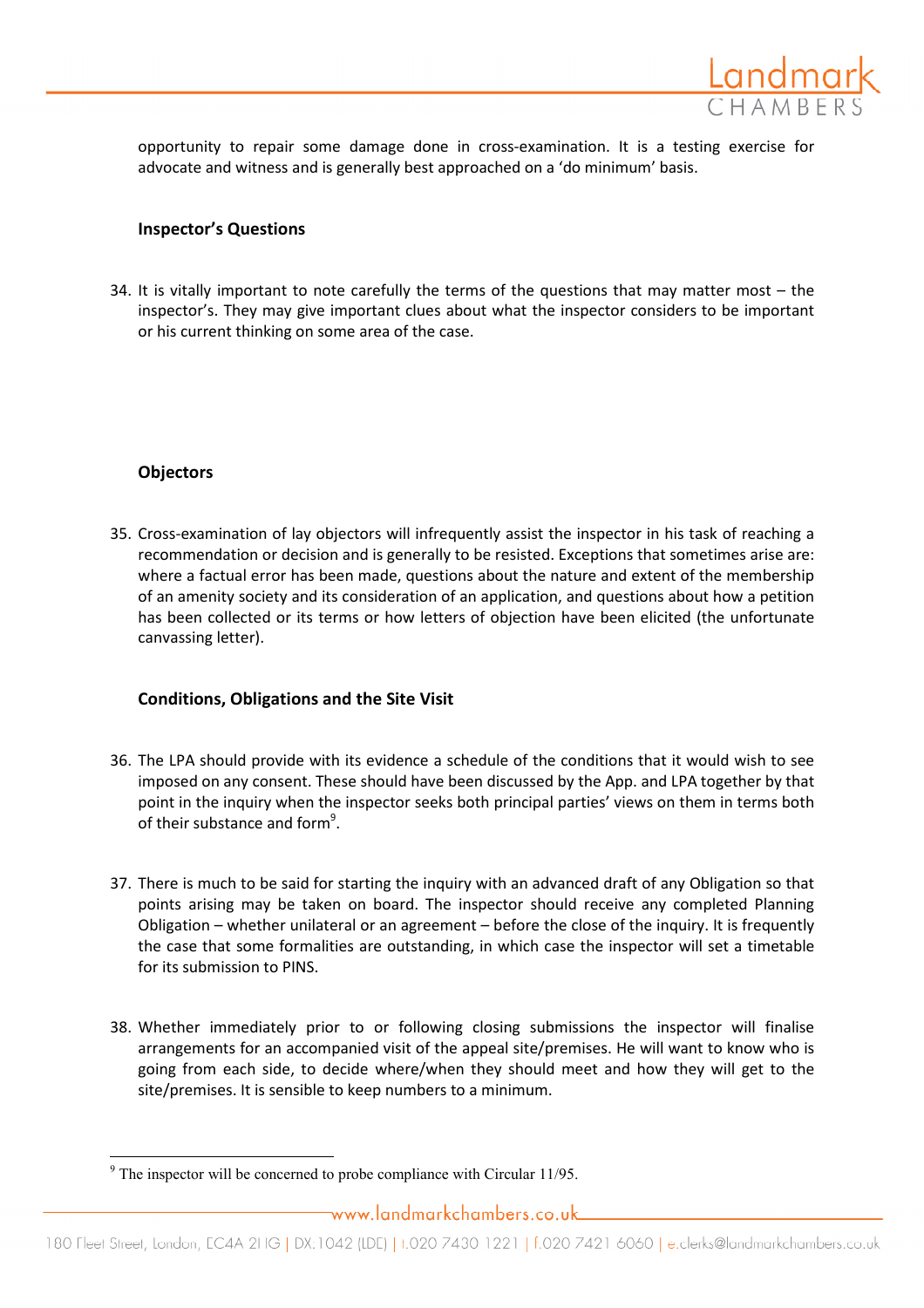opportunity to repair some damage done in cross-examination. It is a testing exercise for advocate and witness and is generally best approached on a 'do minimum' basis.

### Inspector's Questions

34. It is vitally important to note carefully the terms of the questions that may matter most – the inspector's. They may give important clues about what the inspector considers to be important or his current thinking on some area of the case.

### Objectors

35. Cross-examination of lay objectors will infrequently assist the inspector in his task of reaching a recommendation or decision and is generally to be resisted. Exceptions that sometimes arise are: where a factual error has been made, questions about the nature and extent of the membership of an amenity society and its consideration of an application, and questions about how a petition has been collected or its terms or how letters of objection have been elicited (the unfortunate canvassing letter).

### Conditions, Obligations and the Site Visit

36. The LPA should provide with its evidence a schedule of the conditions that it would wish to see imposed on any consent. These should have been discussed by the App. and LPA together by that point in the inquiry when the inspector seeks both principal parties' views on them in terms both of their substance and form[9].

37. There is much to be said for starting the inquiry with an advanced draft of any Obligation so that points arising may be taken on board. The inspector should receive any completed Planning Obligation – whether unilateral or an agreement – before the close of the inquiry. It is frequently the case that some formalities are outstanding, in which case the inspector will set a timetable for its submission to PINS.

38. Whether immediately prior to or following closing submissions the inspector will finalise arrangements for an accompanied visit of the appeal site/premises. He will want to know who is going from each side, to decide where/when they should meet and how they will get to the site/premises. It is sensible to keep numbers to a minimum.

---

[9] The inspector will be concerned to probe compliance with Circular 11/95.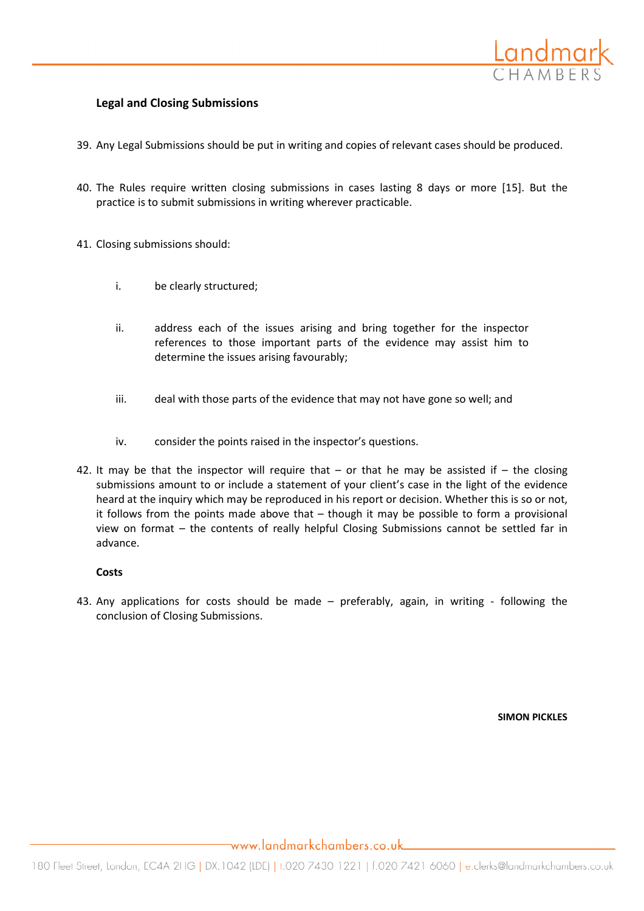### Legal and Closing Submissions

39. Any Legal Submissions should be put in writing and copies of relevant cases should be produced.

40. The Rules require written closing submissions in cases lasting 8 days or more [15]. But the practice is to submit submissions in writing wherever practicable.

41. Closing submissions should:

    i. be clearly structured;

    ii. address each of the issues arising and bring together for the inspector references to those important parts of the evidence may assist him to determine the issues arising favourably;

    iii. deal with those parts of the evidence that may not have gone so well; and

    iv. consider the points raised in the inspector's questions.

42. It may be that the inspector will require that – or that he may be assisted if – the closing submissions amount to or include a statement of your client's case in the light of the evidence heard at the inquiry which may be reproduced in his report or decision. Whether this is so or not, it follows from the points made above that – though it may be possible to form a provisional view on format – the contents of really helpful Closing Submissions cannot be settled far in advance.

### Costs

43. Any applications for costs should be made – preferably, again, in writing - following the conclusion of Closing Submissions.

**SIMON PICKLES**